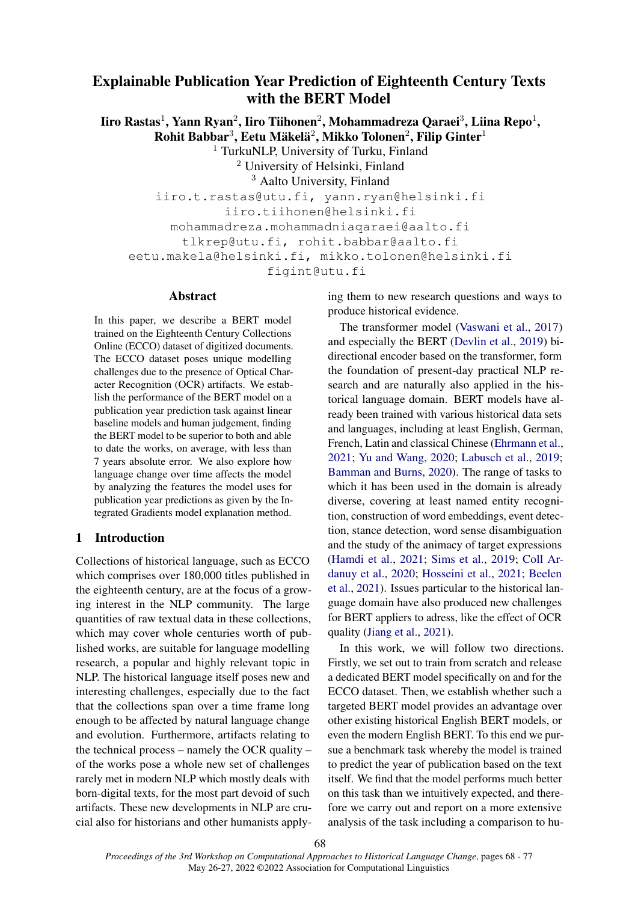# Explainable Publication Year Prediction of Eighteenth Century Texts with the BERT Model

**Iiro Rastas**[1], **Yann Ryan**[2], **Iiro Tiihonen**[2], **Mohammadreza Qaraei**[3], **Liina Repo**[1], **Rohit Babbar**[3], **Eetu Mäkelä**[2], **Mikko Tolonen**[2], **Filip Ginter**[1]

[1] TurkuNLP, University of Turku, Finland
[2] University of Helsinki, Finland
[3] Aalto University, Finland

iiro.t.rastas@utu.fi, yann.ryan@helsinki.fi
iiro.tiihonen@helsinki.fi
mohammadreza.mohammadniaqaraei@aalto.fi
tlkrep@utu.fi, rohit.babbar@aalto.fi
eetu.makela@helsinki.fi, mikko.tolonen@helsinki.fi
figint@utu.fi

## Abstract

In this paper, we describe a BERT model trained on the Eighteenth Century Collections Online (ECCO) dataset of digitized documents. The ECCO dataset poses unique modelling challenges due to the presence of Optical Character Recognition (OCR) artifacts. We establish the performance of the BERT model on a publication year prediction task against linear baseline models and human judgement, finding the BERT model to be superior to both and able to date the works, on average, with less than 7 years absolute error. We also explore how language change over time affects the model by analyzing the features the model uses for publication year predictions as given by the Integrated Gradients model explanation method.

## 1 Introduction

Collections of historical language, such as ECCO which comprises over 180,000 titles published in the eighteenth century, are at the focus of a growing interest in the NLP community. The large quantities of raw textual data in these collections, which may cover whole centuries worth of published works, are suitable for language modelling research, a popular and highly relevant topic in NLP. The historical language itself poses new and interesting challenges, especially due to the fact that the collections span over a time frame long enough to be affected by natural language change and evolution. Furthermore, artifacts relating to the technical process – namely the OCR quality – of the works pose a whole new set of challenges rarely met in modern NLP which mostly deals with born-digital texts, for the most part devoid of such artifacts. These new developments in NLP are crucial also for historians and other humanists applying them to new research questions and ways to produce historical evidence.

The transformer model (Vaswani et al., 2017) and especially the BERT (Devlin et al., 2019) bidirectional encoder based on the transformer, form the foundation of present-day practical NLP research and are naturally also applied in the historical language domain. BERT models have already been trained with various historical data sets and languages, including at least English, German, French, Latin and classical Chinese (Ehrmann et al., 2021; Yu and Wang, 2020; Labusch et al., 2019; Bamman and Burns, 2020). The range of tasks to which it has been used in the domain is already diverse, covering at least named entity recognition, construction of word embeddings, event detection, stance detection, word sense disambiguation and the study of the animacy of target expressions (Hamdi et al., 2021; Sims et al., 2019; Coll Ardanuy et al., 2020; Hosseini et al., 2021; Beelen et al., 2021). Issues particular to the historical language domain have also produced new challenges for BERT appliers to adress, like the effect of OCR quality (Jiang et al., 2021).

In this work, we will follow two directions. Firstly, we set out to train from scratch and release a dedicated BERT model specifically on and for the ECCO dataset. Then, we establish whether such a targeted BERT model provides an advantage over other existing historical English BERT models, or even the modern English BERT. To this end we pursue a benchmark task whereby the model is trained to predict the year of publication based on the text itself. We find that the model performs much better on this task than we intuitively expected, and therefore we carry out and report on a more extensive analysis of the task including a comparison to hu-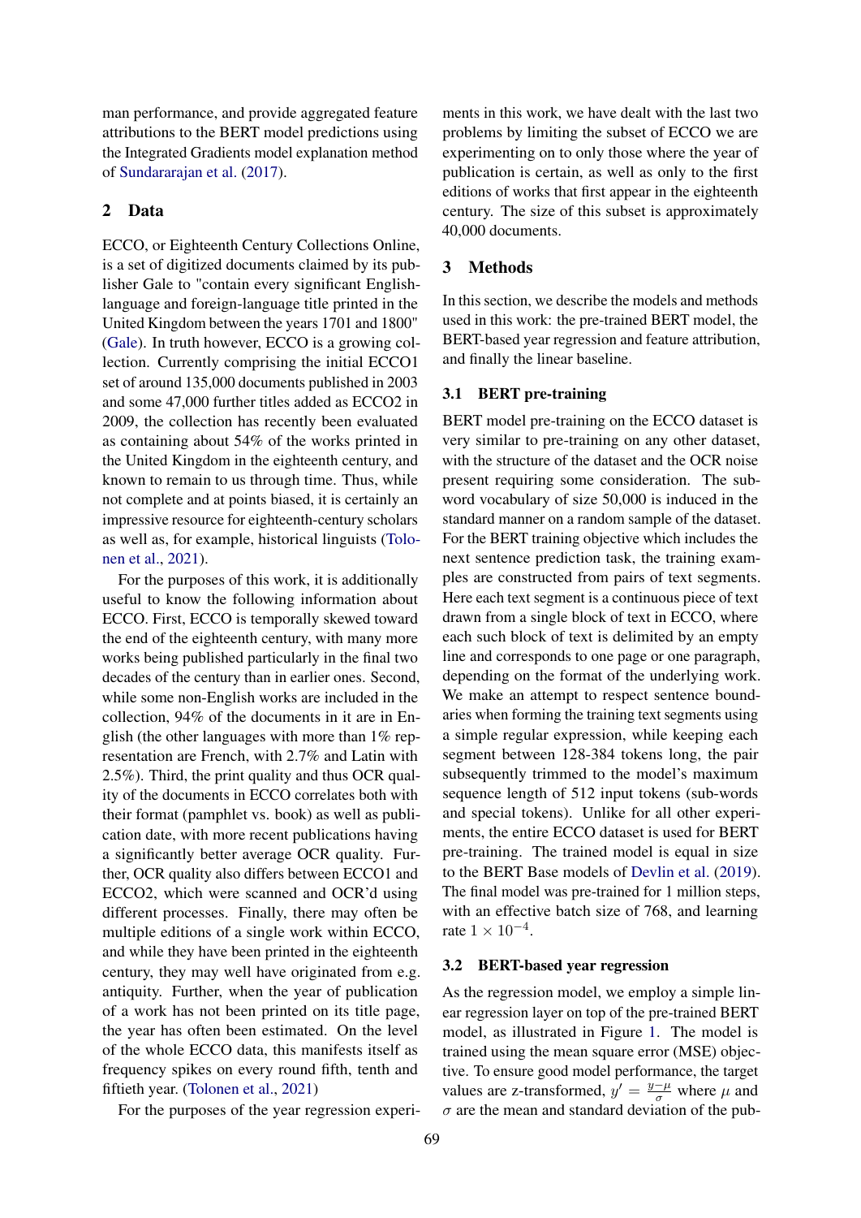man performance, and provide aggregated feature attributions to the BERT model predictions using the Integrated Gradients model explanation method of Sundararajan et al. (2017).

## 2 Data

ECCO, or Eighteenth Century Collections Online, is a set of digitized documents claimed by its publisher Gale to "contain every significant English-language and foreign-language title printed in the United Kingdom between the years 1701 and 1800" (Gale). In truth however, ECCO is a growing collection. Currently comprising the initial ECCO1 set of around 135,000 documents published in 2003 and some 47,000 further titles added as ECCO2 in 2009, the collection has recently been evaluated as containing about 54% of the works printed in the United Kingdom in the eighteenth century, and known to remain to us through time. Thus, while not complete and at points biased, it is certainly an impressive resource for eighteenth-century scholars as well as, for example, historical linguists (Tolonen et al., 2021).

For the purposes of this work, it is additionally useful to know the following information about ECCO. First, ECCO is temporally skewed toward the end of the eighteenth century, with many more works being published particularly in the final two decades of the century than in earlier ones. Second, while some non-English works are included in the collection, 94% of the documents in it are in English (the other languages with more than 1% representation are French, with 2.7% and Latin with 2.5%). Third, the print quality and thus OCR quality of the documents in ECCO correlates both with their format (pamphlet vs. book) as well as publication date, with more recent publications having a significantly better average OCR quality. Further, OCR quality also differs between ECCO1 and ECCO2, which were scanned and OCR'd using different processes. Finally, there may often be multiple editions of a single work within ECCO, and while they have been printed in the eighteenth century, they may well have originated from e.g. antiquity. Further, when the year of publication of a work has not been printed on its title page, the year has often been estimated. On the level of the whole ECCO data, this manifests itself as frequency spikes on every round fifth, tenth and fiftieth year. (Tolonen et al., 2021)

For the purposes of the year regression experiments in this work, we have dealt with the last two problems by limiting the subset of ECCO we are experimenting on to only those where the year of publication is certain, as well as only to the first editions of works that first appear in the eighteenth century. The size of this subset is approximately 40,000 documents.

## 3 Methods

In this section, we describe the models and methods used in this work: the pre-trained BERT model, the BERT-based year regression and feature attribution, and finally the linear baseline.

### 3.1 BERT pre-training

BERT model pre-training on the ECCO dataset is very similar to pre-training on any other dataset, with the structure of the dataset and the OCR noise present requiring some consideration. The subword vocabulary of size 50,000 is induced in the standard manner on a random sample of the dataset. For the BERT training objective which includes the next sentence prediction task, the training examples are constructed from pairs of text segments. Here each text segment is a continuous piece of text drawn from a single block of text in ECCO, where each such block of text is delimited by an empty line and corresponds to one page or one paragraph, depending on the format of the underlying work. We make an attempt to respect sentence boundaries when forming the training text segments using a simple regular expression, while keeping each segment between 128-384 tokens long, the pair subsequently trimmed to the model's maximum sequence length of 512 input tokens (sub-words and special tokens). Unlike for all other experiments, the entire ECCO dataset is used for BERT pre-training. The trained model is equal in size to the BERT Base models of Devlin et al. (2019). The final model was pre-trained for 1 million steps, with an effective batch size of 768, and learning rate $1 \times 10^{-4}$.

### 3.2 BERT-based year regression

As the regression model, we employ a simple linear regression layer on top of the pre-trained BERT model, as illustrated in Figure 1. The model is trained using the mean square error (MSE) objective. To ensure good model performance, the target values are z-transformed, $y' = \frac{y-\mu}{\sigma}$ where $\mu$ and $\sigma$ are the mean and standard deviation of the pub-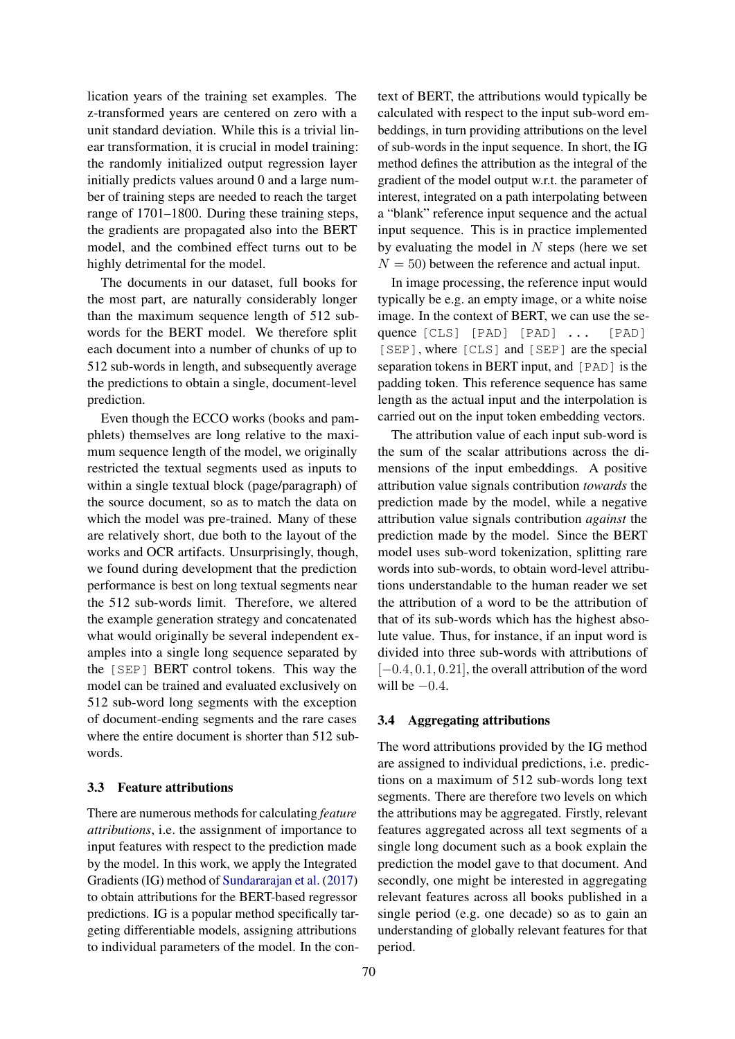lication years of the training set examples. The z-transformed years are centered on zero with a unit standard deviation. While this is a trivial linear transformation, it is crucial in model training: the randomly initialized output regression layer initially predicts values around 0 and a large number of training steps are needed to reach the target range of 1701–1800. During these training steps, the gradients are propagated also into the BERT model, and the combined effect turns out to be highly detrimental for the model.

The documents in our dataset, full books for the most part, are naturally considerably longer than the maximum sequence length of 512 sub-words for the BERT model. We therefore split each document into a number of chunks of up to 512 sub-words in length, and subsequently average the predictions to obtain a single, document-level prediction.

Even though the ECCO works (books and pamphlets) themselves are long relative to the maximum sequence length of the model, we originally restricted the textual segments used as inputs to within a single textual block (page/paragraph) of the source document, so as to match the data on which the model was pre-trained. Many of these are relatively short, due both to the layout of the works and OCR artifacts. Unsurprisingly, though, we found during development that the prediction performance is best on long textual segments near the 512 sub-words limit. Therefore, we altered the example generation strategy and concatenated what would originally be several independent examples into a single long sequence separated by the `[SEP]` BERT control tokens. This way the model can be trained and evaluated exclusively on 512 sub-word long segments with the exception of document-ending segments and the rare cases where the entire document is shorter than 512 sub-words.

### 3.3 Feature attributions

There are numerous methods for calculating *feature attributions*, i.e. the assignment of importance to input features with respect to the prediction made by the model. In this work, we apply the Integrated Gradients (IG) method of Sundararajan et al. (2017) to obtain attributions for the BERT-based regressor predictions. IG is a popular method specifically targeting differentiable models, assigning attributions to individual parameters of the model. In the context of BERT, the attributions would typically be calculated with respect to the input sub-word embeddings, in turn providing attributions on the level of sub-words in the input sequence. In short, the IG method defines the attribution as the integral of the gradient of the model output w.r.t. the parameter of interest, integrated on a path interpolating between a "blank" reference input sequence and the actual input sequence. This is in practice implemented by evaluating the model in $N$ steps (here we set $N = 50$) between the reference and actual input.

In image processing, the reference input would typically be e.g. an empty image, or a white noise image. In the context of BERT, we can use the sequence `[CLS] [PAD] [PAD] ... [PAD] [SEP]`, where `[CLS]` and `[SEP]` are the special separation tokens in BERT input, and `[PAD]` is the padding token. This reference sequence has same length as the actual input and the interpolation is carried out on the input token embedding vectors.

The attribution value of each input sub-word is the sum of the scalar attributions across the dimensions of the input embeddings. A positive attribution value signals contribution *towards* the prediction made by the model, while a negative attribution value signals contribution *against* the prediction made by the model. Since the BERT model uses sub-word tokenization, splitting rare words into sub-words, to obtain word-level attributions understandable to the human reader we set the attribution of a word to be the attribution of that of its sub-words which has the highest absolute value. Thus, for instance, if an input word is divided into three sub-words with attributions of $[-0.4, 0.1, 0.21]$, the overall attribution of the word will be $-0.4$.

### 3.4 Aggregating attributions

The word attributions provided by the IG method are assigned to individual predictions, i.e. predictions on a maximum of 512 sub-words long text segments. There are therefore two levels on which the attributions may be aggregated. Firstly, relevant features aggregated across all text segments of a single long document such as a book explain the prediction the model gave to that document. And secondly, one might be interested in aggregating relevant features across all books published in a single period (e.g. one decade) so as to gain an understanding of globally relevant features for that period.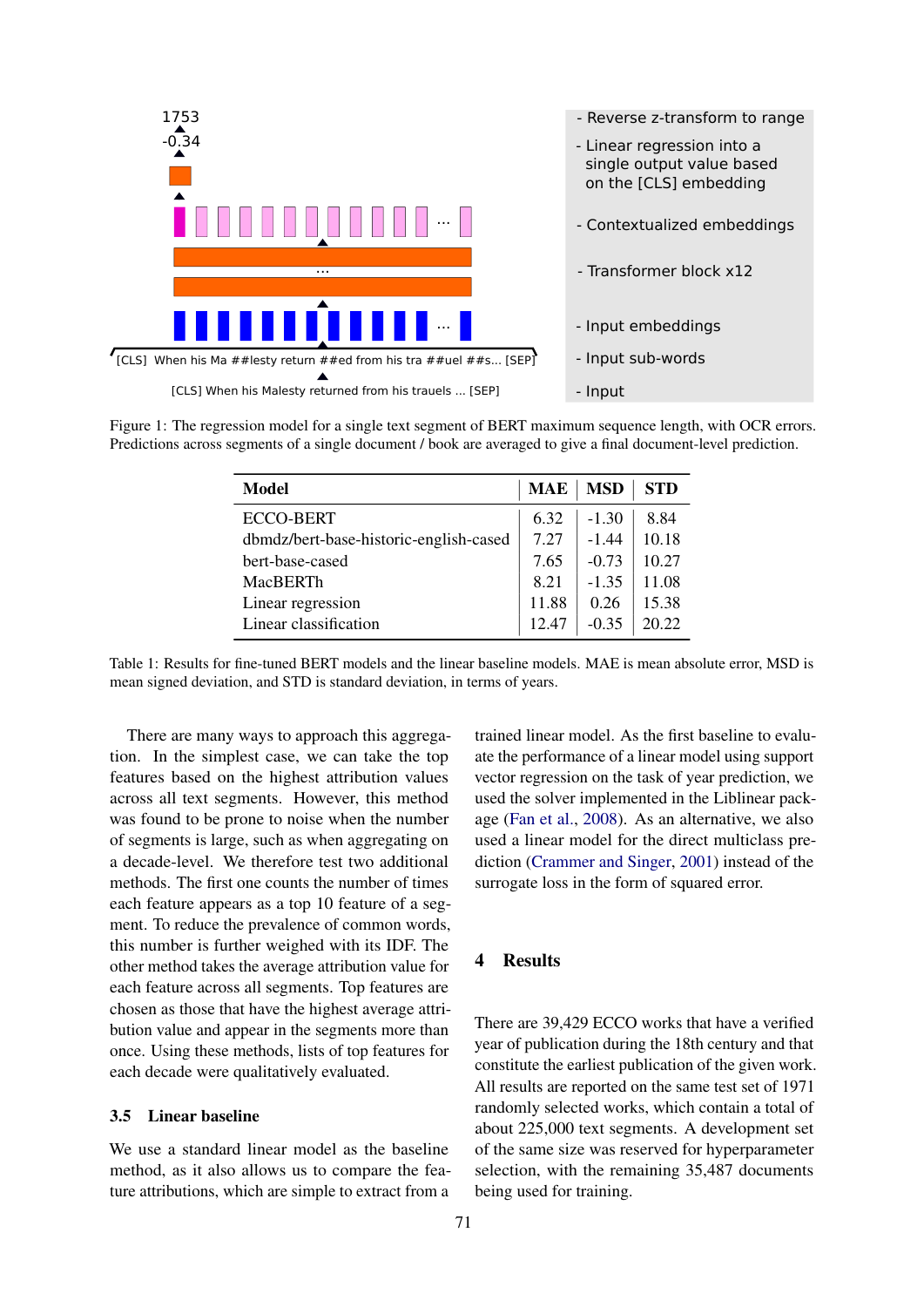Figure 1: The regression model for a single text segment of BERT maximum sequence length, with OCR errors. Predictions across segments of a single document / book are averaged to give a final document-level prediction.

| Model | MAE | MSD | STD |
|---|---|---|---|
| ECCO-BERT | 6.32 | -1.30 | 8.84 |
| dbmdz/bert-base-historic-english-cased | 7.27 | -1.44 | 10.18 |
| bert-base-cased | 7.65 | -0.73 | 10.27 |
| MacBERTh | 8.21 | -1.35 | 11.08 |
| Linear regression | 11.88 | 0.26 | 15.38 |
| Linear classification | 12.47 | -0.35 | 20.22 |

Table 1: Results for fine-tuned BERT models and the linear baseline models. MAE is mean absolute error, MSD is mean signed deviation, and STD is standard deviation, in terms of years.

There are many ways to approach this aggregation. In the simplest case, we can take the top features based on the highest attribution values across all text segments. However, this method was found to be prone to noise when the number of segments is large, such as when aggregating on a decade-level. We therefore test two additional methods. The first one counts the number of times each feature appears as a top 10 feature of a segment. To reduce the prevalence of common words, this number is further weighed with its IDF. The other method takes the average attribution value for each feature across all segments. Top features are chosen as those that have the highest average attribution value and appear in the segments more than once. Using these methods, lists of top features for each decade were qualitatively evaluated.

### 3.5 Linear baseline

We use a standard linear model as the baseline method, as it also allows us to compare the feature attributions, which are simple to extract from a trained linear model. As the first baseline to evaluate the performance of a linear model using support vector regression on the task of year prediction, we used the solver implemented in the Liblinear package (Fan et al., 2008). As an alternative, we also used a linear model for the direct multiclass prediction (Crammer and Singer, 2001) instead of the surrogate loss in the form of squared error.

## 4 Results

There are 39,429 ECCO works that have a verified year of publication during the 18th century and that constitute the earliest publication of the given work. All results are reported on the same test set of 1971 randomly selected works, which contain a total of about 225,000 text segments. A development set of the same size was reserved for hyperparameter selection, with the remaining 35,487 documents being used for training.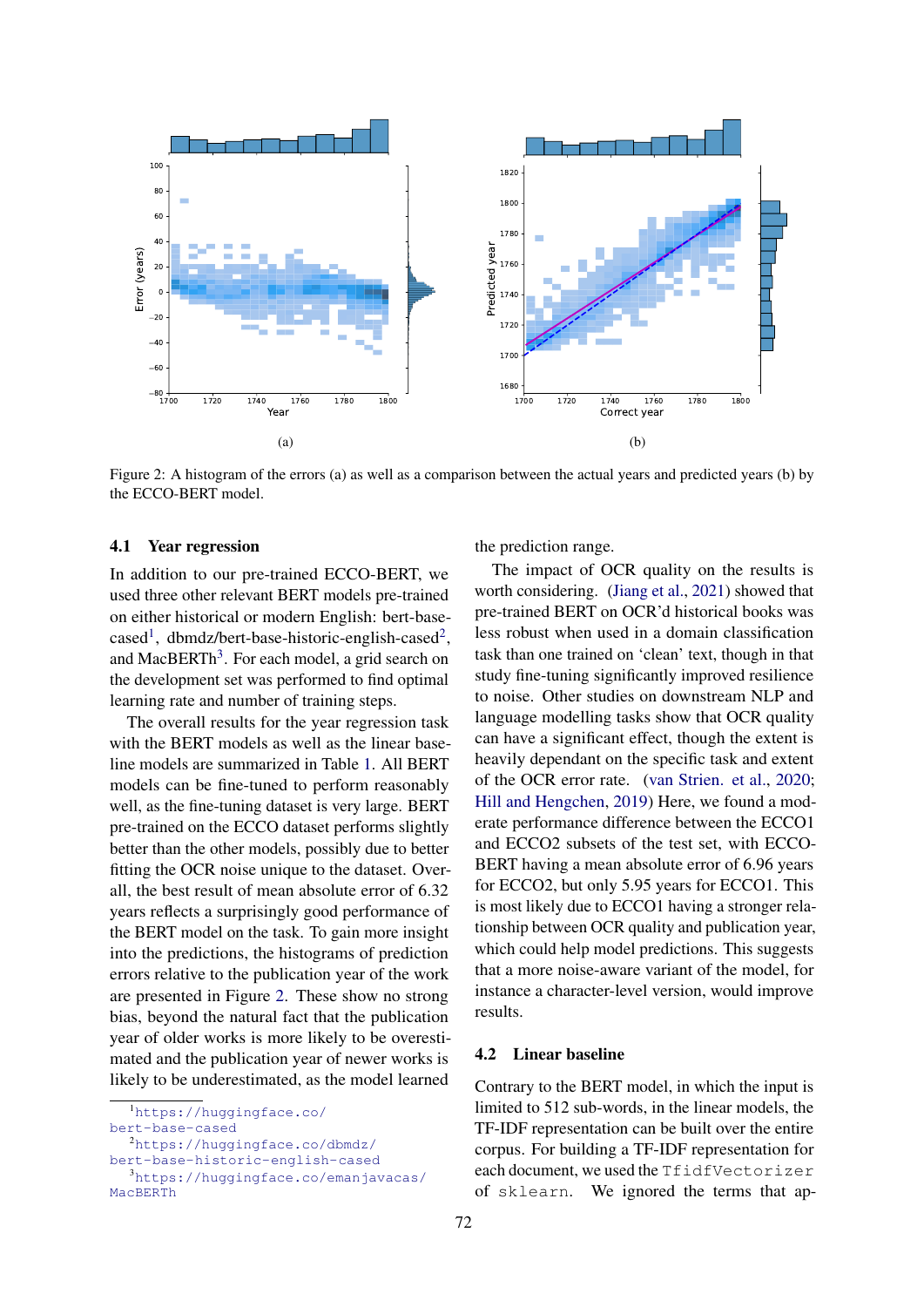Figure 2: A histogram of the errors (a) as well as a comparison between the actual years and predicted years (b) by the ECCO-BERT model.

### 4.1 Year regression

In addition to our pre-trained ECCO-BERT, we used three other relevant BERT models pre-trained on either historical or modern English: bert-base-cased[1], dbmdz/bert-base-historic-english-cased[2], and MacBERTh[3]. For each model, a grid search on the development set was performed to find optimal learning rate and number of training steps.

The overall results for the year regression task with the BERT models as well as the linear baseline models are summarized in Table 1. All BERT models can be fine-tuned to perform reasonably well, as the fine-tuning dataset is very large. BERT pre-trained on the ECCO dataset performs slightly better than the other models, possibly due to better fitting the OCR noise unique to the dataset. Overall, the best result of mean absolute error of 6.32 years reflects a surprisingly good performance of the BERT model on the task. To gain more insight into the predictions, the histograms of prediction errors relative to the publication year of the work are presented in Figure 2. These show no strong bias, beyond the natural fact that the publication year of older works is more likely to be overestimated and the publication year of newer works is likely to be underestimated, as the model learned the prediction range.

The impact of OCR quality on the results is worth considering. (Jiang et al., 2021) showed that pre-trained BERT on OCR'd historical books was less robust when used in a domain classification task than one trained on 'clean' text, though in that study fine-tuning significantly improved resilience to noise. Other studies on downstream NLP and language modelling tasks show that OCR quality can have a significant effect, though the extent is heavily dependant on the specific task and extent of the OCR error rate. (van Strien. et al., 2020; Hill and Hengchen, 2019) Here, we found a moderate performance difference between the ECCO1 and ECCO2 subsets of the test set, with ECCO-BERT having a mean absolute error of 6.96 years for ECCO2, but only 5.95 years for ECCO1. This is most likely due to ECCO1 having a stronger relationship between OCR quality and publication year, which could help model predictions. This suggests that a more noise-aware variant of the model, for instance a character-level version, would improve results.

### 4.2 Linear baseline

Contrary to the BERT model, in which the input is limited to 512 sub-words, in the linear models, the TF-IDF representation can be built over the entire corpus. For building a TF-IDF representation for each document, we used the `TfidfVectorizer` of `sklearn`. We ignored the terms that ap-

[1] https://huggingface.co/bert-base-cased

[2] https://huggingface.co/dbmdz/bert-base-historic-english-cased

[3] https://huggingface.co/emanjavacas/MacBERTh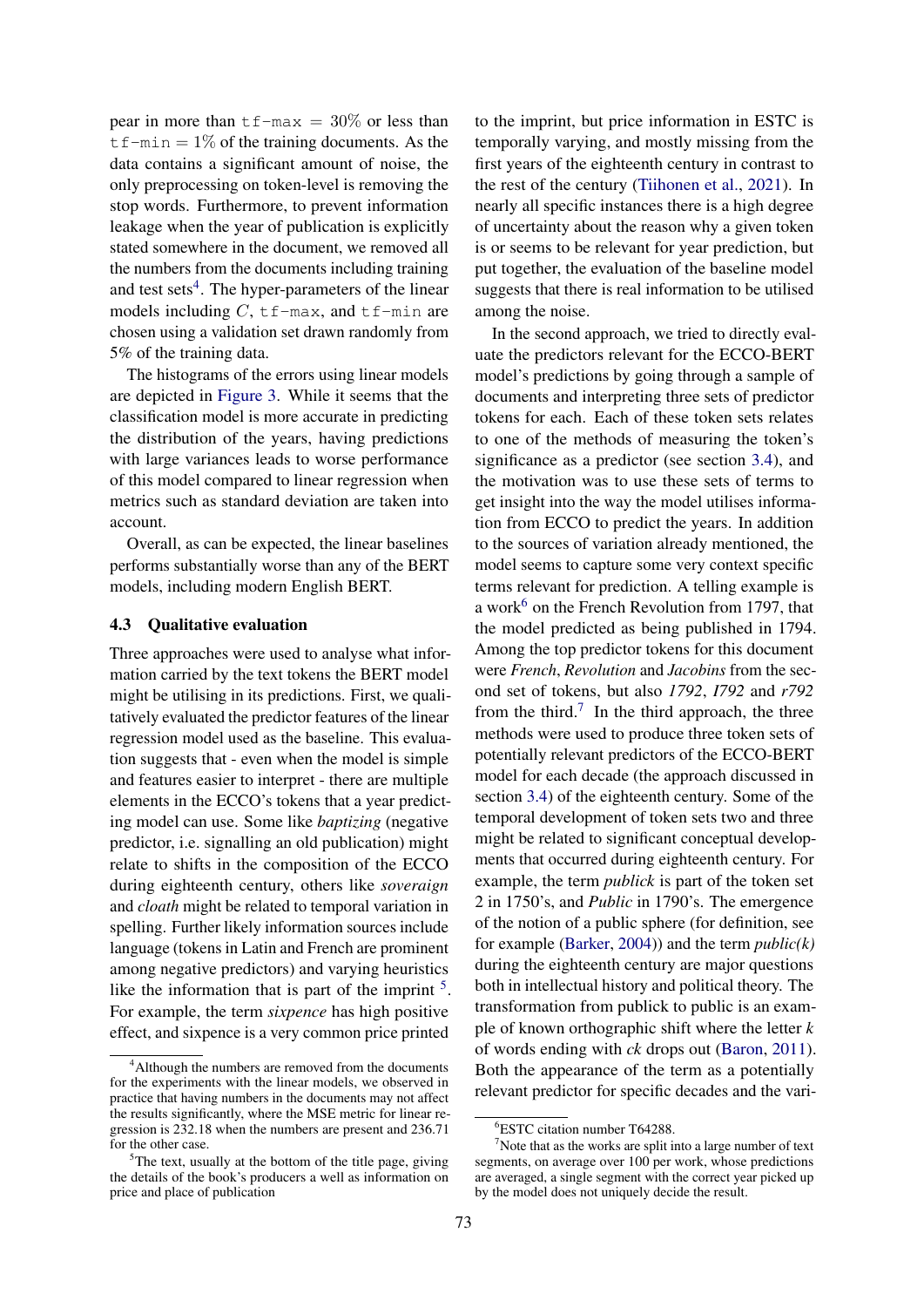pear in more than `tf-max` $= 30\%$ or less than `tf-min` $= 1\%$ of the training documents. As the data contains a significant amount of noise, the only preprocessing on token-level is removing the stop words. Furthermore, to prevent information leakage when the year of publication is explicitly stated somewhere in the document, we removed all the numbers from the documents including training and test sets[4]. The hyper-parameters of the linear models including $C$, `tf-max`, and `tf-min` are chosen using a validation set drawn randomly from 5% of the training data.

The histograms of the errors using linear models are depicted in Figure 3. While it seems that the classification model is more accurate in predicting the distribution of the years, having predictions with large variances leads to worse performance of this model compared to linear regression when metrics such as standard deviation are taken into account.

Overall, as can be expected, the linear baselines performs substantially worse than any of the BERT models, including modern English BERT.

### 4.3 Qualitative evaluation

Three approaches were used to analyse what information carried by the text tokens the BERT model might be utilising in its predictions. First, we qualitatively evaluated the predictor features of the linear regression model used as the baseline. This evaluation suggests that - even when the model is simple and features easier to interpret - there are multiple elements in the ECCO's tokens that a year predicting model can use. Some like *baptizing* (negative predictor, i.e. signalling an old publication) might relate to shifts in the composition of the ECCO during eighteenth century, others like *soveraign* and *cloath* might be related to temporal variation in spelling. Further likely information sources include language (tokens in Latin and French are prominent among negative predictors) and varying heuristics like the information that is part of the imprint [5]. For example, the term *sixpence* has high positive effect, and sixpence is a very common price printed to the imprint, but price information in ESTC is temporally varying, and mostly missing from the first years of the eighteenth century in contrast to the rest of the century (Tiihonen et al., 2021). In nearly all specific instances there is a high degree of uncertainty about the reason why a given token is or seems to be relevant for year prediction, but put together, the evaluation of the baseline model suggests that there is real information to be utilised among the noise.

In the second approach, we tried to directly evaluate the predictors relevant for the ECCO-BERT model's predictions by going through a sample of documents and interpreting three sets of predictor tokens for each. Each of these token sets relates to one of the methods of measuring the token's significance as a predictor (see section 3.4), and the motivation was to use these sets of terms to get insight into the way the model utilises information from ECCO to predict the years. In addition to the sources of variation already mentioned, the model seems to capture some very context specific terms relevant for prediction. A telling example is a work[6] on the French Revolution from 1797, that the model predicted as being published in 1794. Among the top predictor tokens for this document were *French*, *Revolution* and *Jacobins* from the second set of tokens, but also *1792*, *I792* and *r792* from the third.[7] In the third approach, the three methods were used to produce three token sets of potentially relevant predictors of the ECCO-BERT model for each decade (the approach discussed in section 3.4) of the eighteenth century. Some of the temporal development of token sets two and three might be related to significant conceptual developments that occurred during eighteenth century. For example, the term *publick* is part of the token set 2 in 1750's, and *Public* in 1790's. The emergence of the notion of a public sphere (for definition, see for example (Barker, 2004)) and the term *public(k)* during the eighteenth century are major questions both in intellectual history and political theory. The transformation from publick to public is an example of known orthographic shift where the letter *k* of words ending with *ck* drops out (Baron, 2011). Both the appearance of the term as a potentially relevant predictor for specific decades and the vari-

---

[4] Although the numbers are removed from the documents for the experiments with the linear models, we observed in practice that having numbers in the documents may not affect the results significantly, where the MSE metric for linear regression is 232.18 when the numbers are present and 236.71 for the other case.

[5] The text, usually at the bottom of the title page, giving the details of the book's producers a well as information on price and place of publication

[6] ESTC citation number T64288.

[7] Note that as the works are split into a large number of text segments, on average over 100 per work, whose predictions are averaged, a single segment with the correct year picked up by the model does not uniquely decide the result.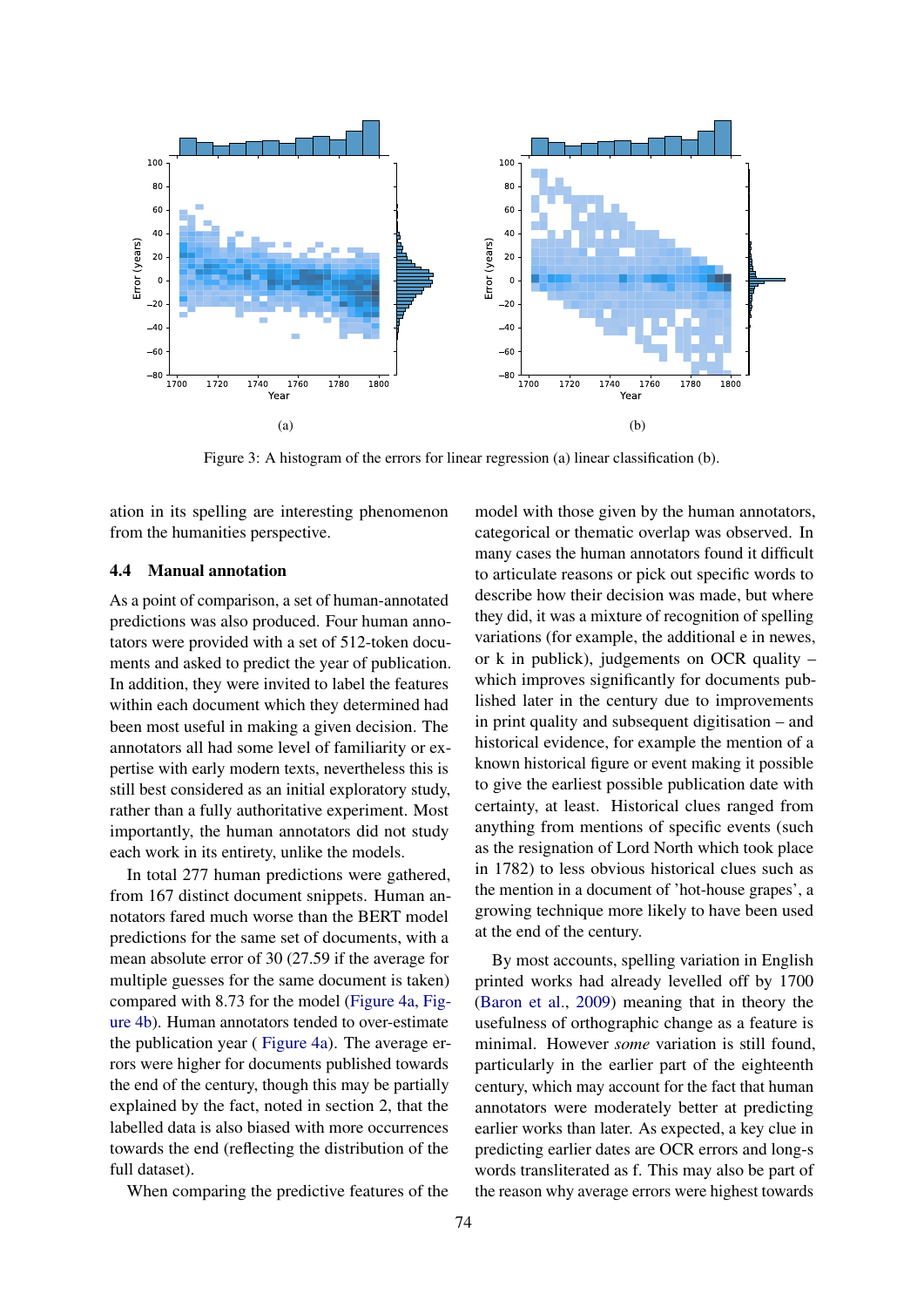Figure 3: A histogram of the errors for linear regression (a) linear classification (b).

ation in its spelling are interesting phenomenon from the humanities perspective.

### 4.4 Manual annotation

As a point of comparison, a set of human-annotated predictions was also produced. Four human annotators were provided with a set of 512-token documents and asked to predict the year of publication. In addition, they were invited to label the features within each document which they determined had been most useful in making a given decision. The annotators all had some level of familiarity or expertise with early modern texts, nevertheless this is still best considered as an initial exploratory study, rather than a fully authoritative experiment. Most importantly, the human annotators did not study each work in its entirety, unlike the models.

In total 277 human predictions were gathered, from 167 distinct document snippets. Human annotators fared much worse than the BERT model predictions for the same set of documents, with a mean absolute error of 30 (27.59 if the average for multiple guesses for the same document is taken) compared with 8.73 for the model (Figure 4a, Figure 4b). Human annotators tended to over-estimate the publication year ( Figure 4a). The average errors were higher for documents published towards the end of the century, though this may be partially explained by the fact, noted in section 2, that the labelled data is also biased with more occurrences towards the end (reflecting the distribution of the full dataset).

When comparing the predictive features of the model with those given by the human annotators, categorical or thematic overlap was observed. In many cases the human annotators found it difficult to articulate reasons or pick out specific words to describe how their decision was made, but where they did, it was a mixture of recognition of spelling variations (for example, the additional e in newes, or k in publick), judgements on OCR quality – which improves significantly for documents published later in the century due to improvements in print quality and subsequent digitisation – and historical evidence, for example the mention of a known historical figure or event making it possible to give the earliest possible publication date with certainty, at least. Historical clues ranged from anything from mentions of specific events (such as the resignation of Lord North which took place in 1782) to less obvious historical clues such as the mention in a document of 'hot-house grapes', a growing technique more likely to have been used at the end of the century.

By most accounts, spelling variation in English printed works had already levelled off by 1700 (Baron et al., 2009) meaning that in theory the usefulness of orthographic change as a feature is minimal. However *some* variation is still found, particularly in the earlier part of the eighteenth century, which may account for the fact that human annotators were moderately better at predicting earlier works than later. As expected, a key clue in predicting earlier dates are OCR errors and long-s words transliterated as f. This may also be part of the reason why average errors were highest towards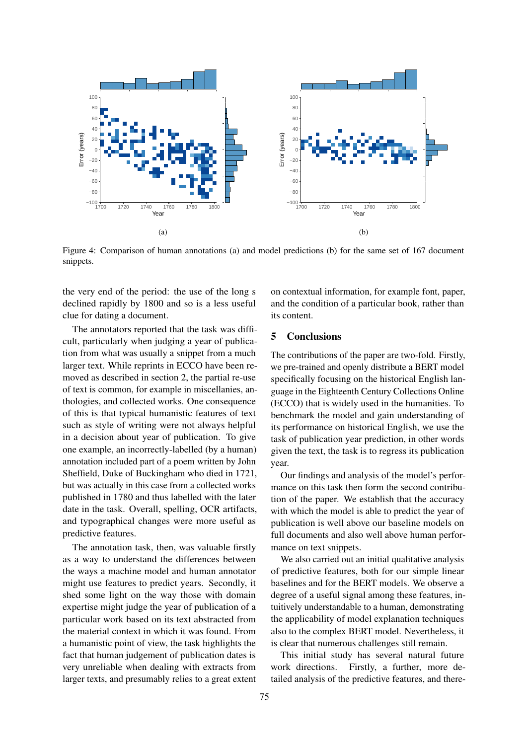Figure 4: Comparison of human annotations (a) and model predictions (b) for the same set of 167 document snippets.

the very end of the period: the use of the long s declined rapidly by 1800 and so is a less useful clue for dating a document.

The annotators reported that the task was difficult, particularly when judging a year of publication from what was usually a snippet from a much larger text. While reprints in ECCO have been removed as described in section 2, the partial re-use of text is common, for example in miscellanies, anthologies, and collected works. One consequence of this is that typical humanistic features of text such as style of writing were not always helpful in a decision about year of publication. To give one example, an incorrectly-labelled (by a human) annotation included part of a poem written by John Sheffield, Duke of Buckingham who died in 1721, but was actually in this case from a collected works published in 1780 and thus labelled with the later date in the task. Overall, spelling, OCR artifacts, and typographical changes were more useful as predictive features.

The annotation task, then, was valuable firstly as a way to understand the differences between the ways a machine model and human annotator might use features to predict years. Secondly, it shed some light on the way those with domain expertise might judge the year of publication of a particular work based on its text abstracted from the material context in which it was found. From a humanistic point of view, the task highlights the fact that human judgement of publication dates is very unreliable when dealing with extracts from larger texts, and presumably relies to a great extent on contextual information, for example font, paper, and the condition of a particular book, rather than its content.

## 5 Conclusions

The contributions of the paper are two-fold. Firstly, we pre-trained and openly distribute a BERT model specifically focusing on the historical English language in the Eighteenth Century Collections Online (ECCO) that is widely used in the humanities. To benchmark the model and gain understanding of its performance on historical English, we use the task of publication year prediction, in other words given the text, the task is to regress its publication year.

Our findings and analysis of the model's performance on this task then form the second contribution of the paper. We establish that the accuracy with which the model is able to predict the year of publication is well above our baseline models on full documents and also well above human performance on text snippets.

We also carried out an initial qualitative analysis of predictive features, both for our simple linear baselines and for the BERT models. We observe a degree of a useful signal among these features, intuitively understandable to a human, demonstrating the applicability of model explanation techniques also to the complex BERT model. Nevertheless, it is clear that numerous challenges still remain.

This initial study has several natural future work directions. Firstly, a further, more detailed analysis of the predictive features, and there-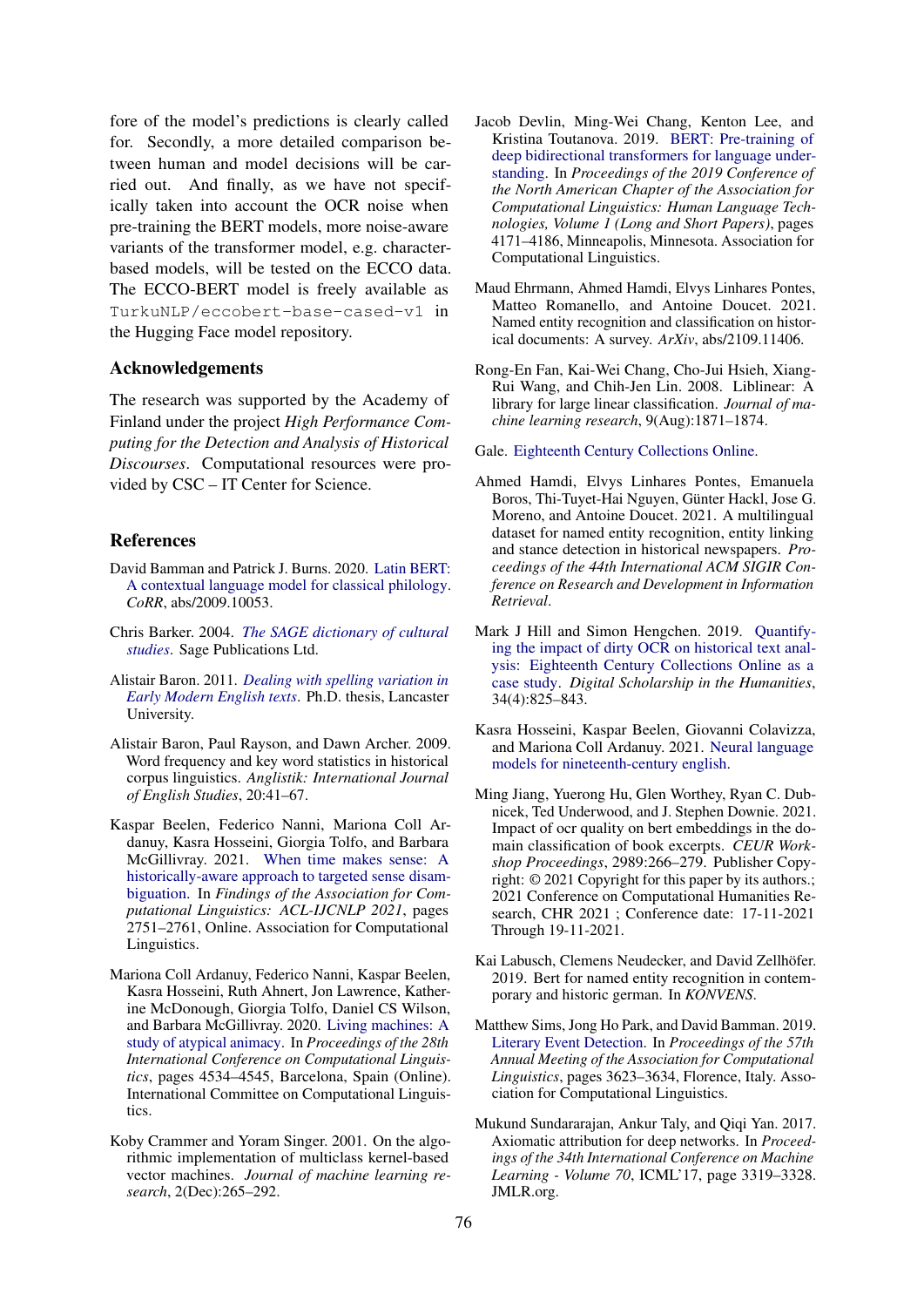fore of the model's predictions is clearly called for. Secondly, a more detailed comparison between human and model decisions will be carried out. And finally, as we have not specifically taken into account the OCR noise when pre-training the BERT models, more noise-aware variants of the transformer model, e.g. character-based models, will be tested on the ECCO data. The ECCO-BERT model is freely available as `TurkuNLP/eccobert-base-cased-v1` in the Hugging Face model repository.

## Acknowledgements

The research was supported by the Academy of Finland under the project *High Performance Computing for the Detection and Analysis of Historical Discourses*. Computational resources were provided by CSC – IT Center for Science.

## References

David Bamman and Patrick J. Burns. 2020. Latin BERT: A contextual language model for classical philology. *CoRR*, abs/2009.10053.

Chris Barker. 2004. *The SAGE dictionary of cultural studies*. Sage Publications Ltd.

Alistair Baron. 2011. *Dealing with spelling variation in Early Modern English texts*. Ph.D. thesis, Lancaster University.

Alistair Baron, Paul Rayson, and Dawn Archer. 2009. Word frequency and key word statistics in historical corpus linguistics. *Anglistik: International Journal of English Studies*, 20:41–67.

Kaspar Beelen, Federico Nanni, Mariona Coll Ardanuy, Kasra Hosseini, Giorgia Tolfo, and Barbara McGillivray. 2021. When time makes sense: A historically-aware approach to targeted sense disambiguation. In *Findings of the Association for Computational Linguistics: ACL-IJCNLP 2021*, pages 2751–2761, Online. Association for Computational Linguistics.

Mariona Coll Ardanuy, Federico Nanni, Kaspar Beelen, Kasra Hosseini, Ruth Ahnert, Jon Lawrence, Katherine McDonough, Giorgia Tolfo, Daniel CS Wilson, and Barbara McGillivray. 2020. Living machines: A study of atypical animacy. In *Proceedings of the 28th International Conference on Computational Linguistics*, pages 4534–4545, Barcelona, Spain (Online). International Committee on Computational Linguistics.

Koby Crammer and Yoram Singer. 2001. On the algorithmic implementation of multiclass kernel-based vector machines. *Journal of machine learning research*, 2(Dec):265–292.

Jacob Devlin, Ming-Wei Chang, Kenton Lee, and Kristina Toutanova. 2019. BERT: Pre-training of deep bidirectional transformers for language understanding. In *Proceedings of the 2019 Conference of the North American Chapter of the Association for Computational Linguistics: Human Language Technologies, Volume 1 (Long and Short Papers)*, pages 4171–4186, Minneapolis, Minnesota. Association for Computational Linguistics.

Maud Ehrmann, Ahmed Hamdi, Elvys Linhares Pontes, Matteo Romanello, and Antoine Doucet. 2021. Named entity recognition and classification on historical documents: A survey. *ArXiv*, abs/2109.11406.

Rong-En Fan, Kai-Wei Chang, Cho-Jui Hsieh, Xiang-Rui Wang, and Chih-Jen Lin. 2008. Liblinear: A library for large linear classification. *Journal of machine learning research*, 9(Aug):1871–1874.

Gale. Eighteenth Century Collections Online.

Ahmed Hamdi, Elvys Linhares Pontes, Emanuela Boros, Thi-Tuyet-Hai Nguyen, Günter Hackl, Jose G. Moreno, and Antoine Doucet. 2021. A multilingual dataset for named entity recognition, entity linking and stance detection in historical newspapers. *Proceedings of the 44th International ACM SIGIR Conference on Research and Development in Information Retrieval*.

Mark J Hill and Simon Hengchen. 2019. Quantifying the impact of dirty OCR on historical text analysis: Eighteenth Century Collections Online as a case study. *Digital Scholarship in the Humanities*, 34(4):825–843.

Kasra Hosseini, Kaspar Beelen, Giovanni Colavizza, and Mariona Coll Ardanuy. 2021. Neural language models for nineteenth-century english.

Ming Jiang, Yuerong Hu, Glen Worthey, Ryan C. Dubnicek, Ted Underwood, and J. Stephen Downie. 2021. Impact of ocr quality on bert embeddings in the domain classification of book excerpts. *CEUR Workshop Proceedings*, 2989:266–279. Publisher Copyright: © 2021 Copyright for this paper by its authors.; 2021 Conference on Computational Humanities Research, CHR 2021 ; Conference date: 17-11-2021 Through 19-11-2021.

Kai Labusch, Clemens Neudecker, and David Zellhöfer. 2019. Bert for named entity recognition in contemporary and historic german. In *KONVENS*.

Matthew Sims, Jong Ho Park, and David Bamman. 2019. Literary Event Detection. In *Proceedings of the 57th Annual Meeting of the Association for Computational Linguistics*, pages 3623–3634, Florence, Italy. Association for Computational Linguistics.

Mukund Sundararajan, Ankur Taly, and Qiqi Yan. 2017. Axiomatic attribution for deep networks. In *Proceedings of the 34th International Conference on Machine Learning - Volume 70*, ICML'17, page 3319–3328. JMLR.org.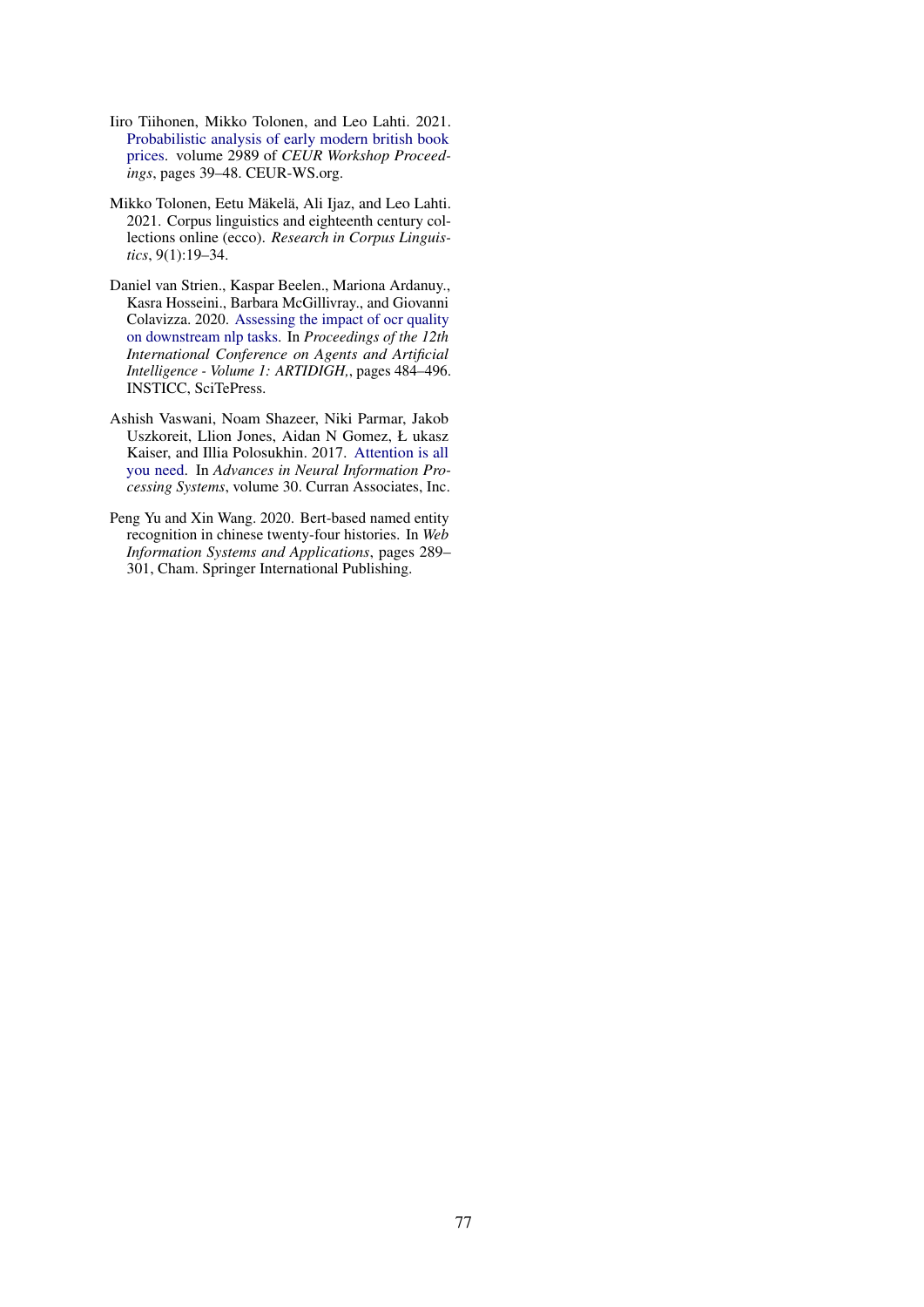Iiro Tiihonen, Mikko Tolonen, and Leo Lahti. 2021. Probabilistic analysis of early modern british book prices. volume 2989 of *CEUR Workshop Proceedings*, pages 39–48. CEUR-WS.org.

Mikko Tolonen, Eetu Mäkelä, Ali Ijaz, and Leo Lahti. 2021. Corpus linguistics and eighteenth century collections online (ecco). *Research in Corpus Linguistics*, 9(1):19–34.

Daniel van Strien., Kaspar Beelen., Mariona Ardanuy., Kasra Hosseini., Barbara McGillivray., and Giovanni Colavizza. 2020. Assessing the impact of ocr quality on downstream nlp tasks. In *Proceedings of the 12th International Conference on Agents and Artificial Intelligence - Volume 1: ARTIDIGH,*, pages 484–496. INSTICC, SciTePress.

Ashish Vaswani, Noam Shazeer, Niki Parmar, Jakob Uszkoreit, Llion Jones, Aidan N Gomez, Ł ukasz Kaiser, and Illia Polosukhin. 2017. Attention is all you need. In *Advances in Neural Information Processing Systems*, volume 30. Curran Associates, Inc.

Peng Yu and Xin Wang. 2020. Bert-based named entity recognition in chinese twenty-four histories. In *Web Information Systems and Applications*, pages 289–301, Cham. Springer International Publishing.